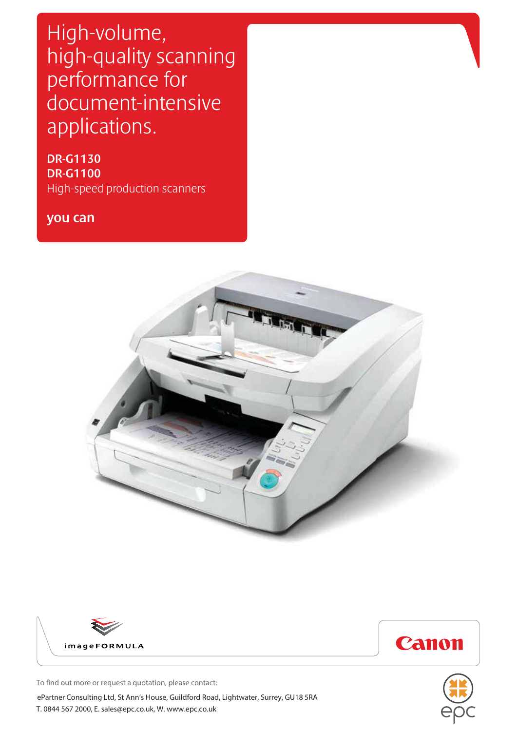# High-volume, high-quality scanning performance for document-intensive applications.

**DR-G1130**
**DR-G1100**
High-speed production scanners

**you can**

imageFORMULA

Canon

To find out more or request a quotation, please contact:

ePartner Consulting Ltd, St Ann's House, Guildford Road, Lightwater, Surrey, GU18 5RA
T. 0844 567 2000, E. sales@epc.co.uk, W. www.epc.co.uk

epc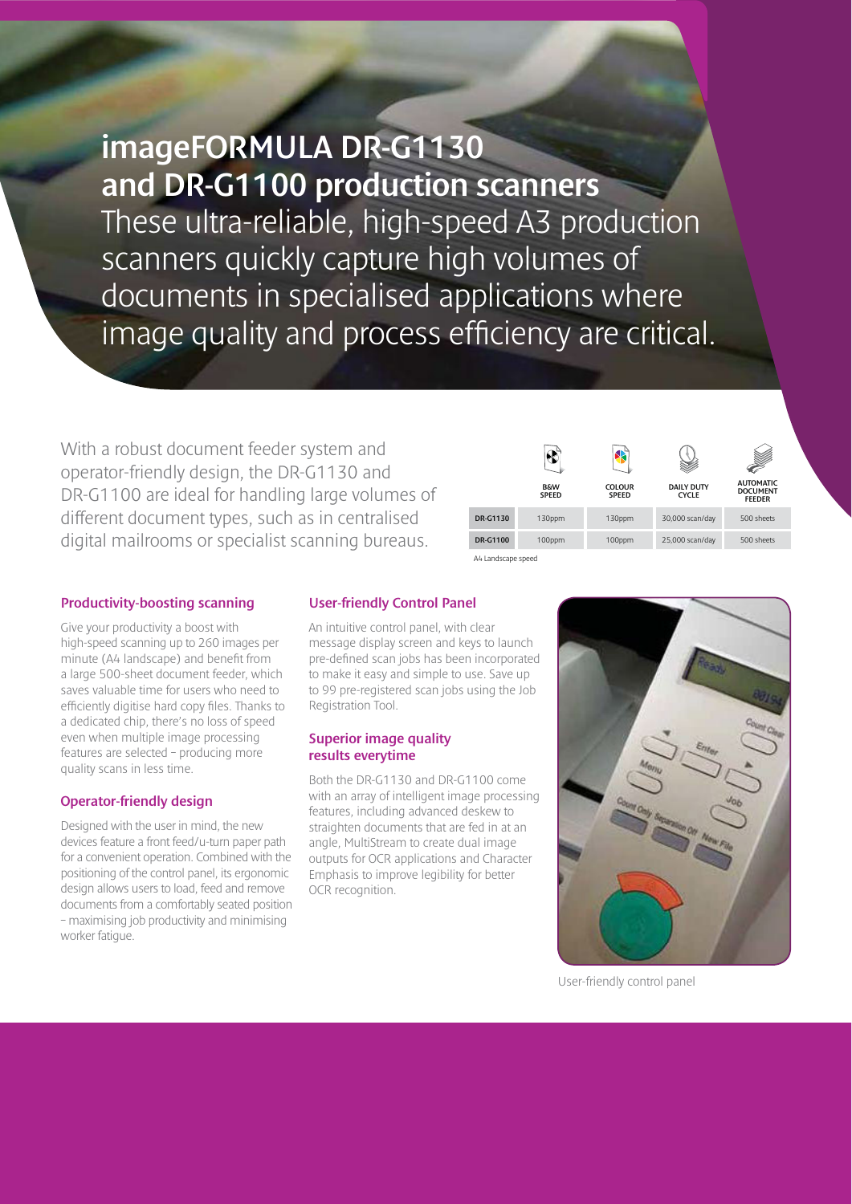# imageFORMULA DR-G1130 and DR-G1100 production scanners

These ultra-reliable, high-speed A3 production scanners quickly capture high volumes of documents in specialised applications where image quality and process efficiency are critical.

With a robust document feeder system and operator-friendly design, the DR-G1130 and DR-G1100 are ideal for handling large volumes of different document types, such as in centralised digital mailrooms or specialist scanning bureaus.

| | B&W SPEED | COLOUR SPEED | DAILY DUTY CYCLE | AUTOMATIC DOCUMENT FEEDER |
|---|---|---|---|---|
| DR-G1130 | 130ppm | 130ppm | 30,000 scan/day | 500 sheets |
| DR-G1100 | 100ppm | 100ppm | 25,000 scan/day | 500 sheets |

A4 Landscape speed

### Productivity-boosting scanning

Give your productivity a boost with high-speed scanning up to 260 images per minute (A4 landscape) and benefit from a large 500-sheet document feeder, which saves valuable time for users who need to efficiently digitise hard copy files. Thanks to a dedicated chip, there's no loss of speed even when multiple image processing features are selected – producing more quality scans in less time.

### Operator-friendly design

Designed with the user in mind, the new devices feature a front feed/u-turn paper path for a convenient operation. Combined with the positioning of the control panel, its ergonomic design allows users to load, feed and remove documents from a comfortably seated position – maximising job productivity and minimising worker fatigue.

### User-friendly Control Panel

An intuitive control panel, with clear message display screen and keys to launch pre-defined scan jobs has been incorporated to make it easy and simple to use. Save up to 99 pre-registered scan jobs using the Job Registration Tool.

### Superior image quality results everytime

Both the DR-G1130 and DR-G1100 come with an array of intelligent image processing features, including advanced deskew to straighten documents that are fed in at an angle, MultiStream to create dual image outputs for OCR applications and Character Emphasis to improve legibility for better OCR recognition.

User-friendly control panel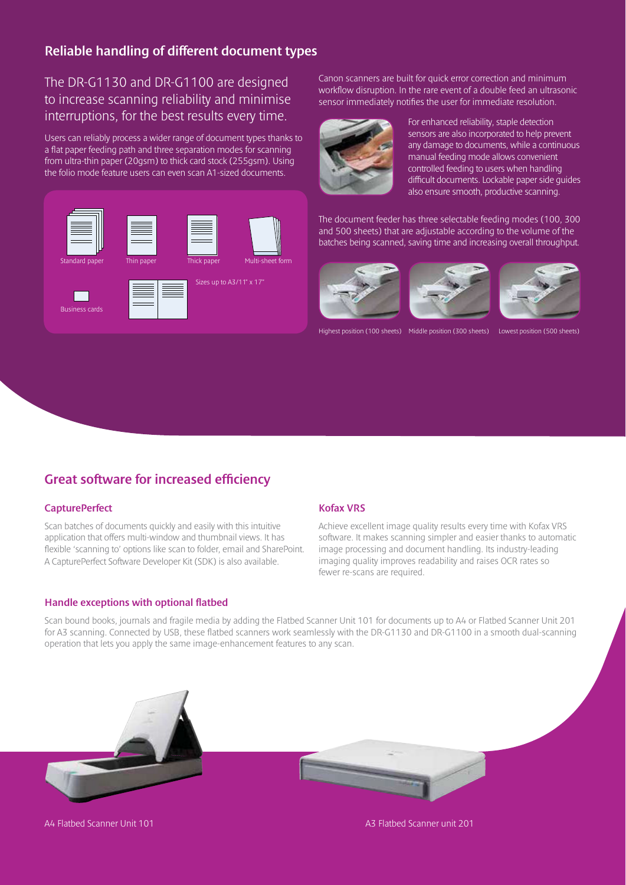## Reliable handling of different document types

### The DR-G1130 and DR-G1100 are designed to increase scanning reliability and minimise interruptions, for the best results every time.

Users can reliably process a wider range of document types thanks to a flat paper feeding path and three separation modes for scanning from ultra-thin paper (20gsm) to thick card stock (255gsm). Using the folio mode feature users can even scan A1-sized documents.

Standard paper

Thin paper

Thick paper

Multi-sheet form

Business cards

Sizes up to A3/11" x 17"

Canon scanners are built for quick error correction and minimum workflow disruption. In the rare event of a double feed an ultrasonic sensor immediately notifies the user for immediate resolution.

For enhanced reliability, staple detection sensors are also incorporated to help prevent any damage to documents, while a continuous manual feeding mode allows convenient controlled feeding to users when handling difficult documents. Lockable paper side guides also ensure smooth, productive scanning.

The document feeder has three selectable feeding modes (100, 300 and 500 sheets) that are adjustable according to the volume of the batches being scanned, saving time and increasing overall throughput.

Highest position (100 sheets)

Middle position (300 sheets)

Lowest position (500 sheets)

## Great software for increased efficiency

### CapturePerfect

Scan batches of documents quickly and easily with this intuitive application that offers multi-window and thumbnail views. It has flexible 'scanning to' options like scan to folder, email and SharePoint. A CapturePerfect Software Developer Kit (SDK) is also available.

### Kofax VRS

Achieve excellent image quality results every time with Kofax VRS software. It makes scanning simpler and easier thanks to automatic image processing and document handling. Its industry-leading imaging quality improves readability and raises OCR rates so fewer re-scans are required.

### Handle exceptions with optional flatbed

Scan bound books, journals and fragile media by adding the Flatbed Scanner Unit 101 for documents up to A4 or Flatbed Scanner Unit 201 for A3 scanning. Connected by USB, these flatbed scanners work seamlessly with the DR-G1130 and DR-G1100 in a smooth dual-scanning operation that lets you apply the same image-enhancement features to any scan.

A4 Flatbed Scanner Unit 101

A3 Flatbed Scanner unit 201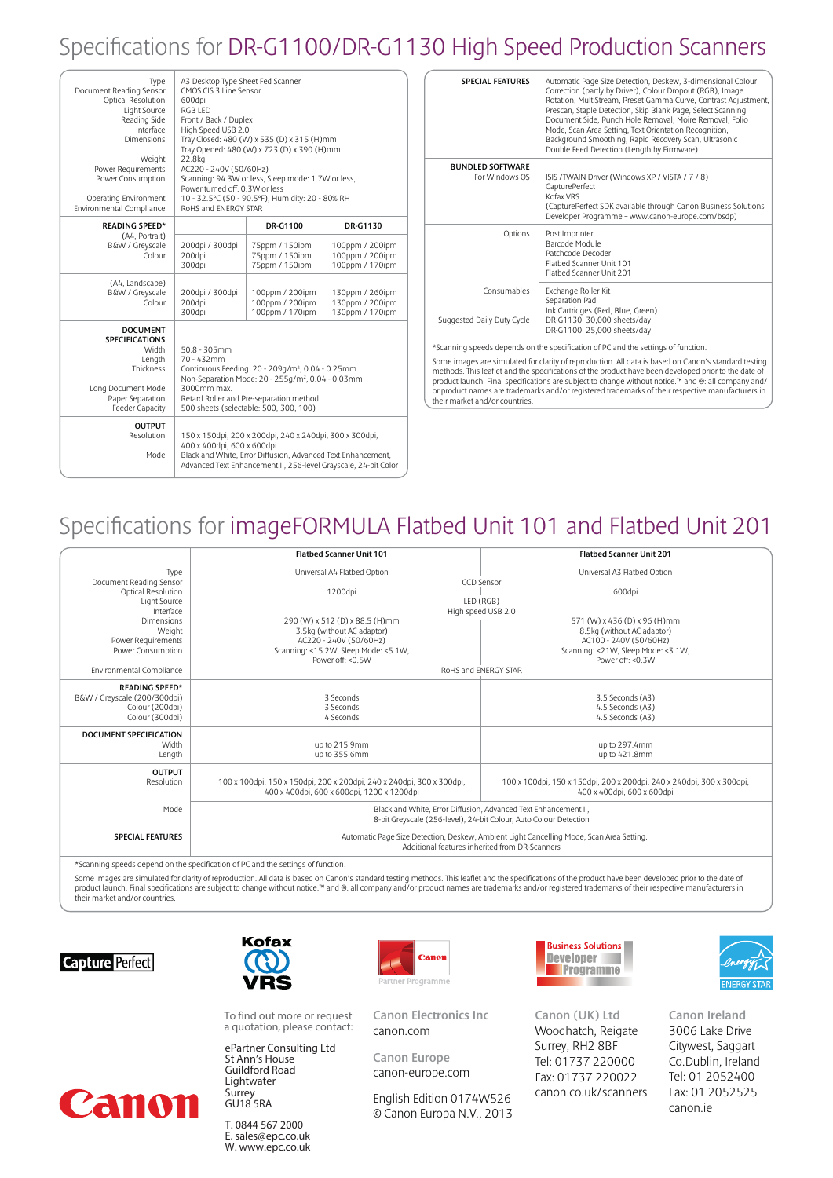# Specifications for DR-G1100/DR-G1130 High Speed Production Scanners

| | | | |
|---|---|---|---|
| Type | A3 Desktop Type Sheet Fed Scanner | | |
| Document Reading Sensor | CMOS CIS 3 Line Sensor | | |
| Optical Resolution | 600dpi | | |
| Light Source | RGB LED | | |
| Reading Side | Front / Back / Duplex | | |
| Interface | High Speed USB 2.0 | | |
| Dimensions | Tray Closed: 480 (W) x 535 (D) x 315 (H)mm<br>Tray Opened: 480 (W) x 723 (D) x 390 (H)mm | | |
| Weight | 22.8kg | | |
| Power Requirements | AC220 - 240V (50/60Hz) | | |
| Power Consumption | Scanning: 94.3W or less, Sleep mode: 1.7W or less, Power turned off: 0.3W or less | | |
| Operating Environment | 10 - 32.5°C (50 - 90.5°F), Humidity: 20 - 80% RH | | |
| Environmental Compliance | RoHS and ENERGY STAR | | |
| **READING SPEED*** | | **DR-G1100** | **DR-G1130** |
| (A4, Portrait) B&W / Greyscale | 200dpi / 300dpi | 75ppm / 150ipm<br>75ppm / 150ipm | 100ppm / 200ipm<br>100ppm / 200ipm |
| Colour | 200dpi<br>300dpi | 75ppm / 150ipm<br>75ppm / 150ipm | 100ppm / 200ipm<br>100ppm / 170ipm |
| (A4, Landscape) B&W / Greyscale | 200dpi / 300dpi | 100ppm / 200ipm | 130ppm / 260ipm |
| Colour | 200dpi<br>300dpi | 100ppm / 200ipm<br>100ppm / 170ipm | 130ppm / 200ipm<br>130ppm / 170ipm |
| **DOCUMENT SPECIFICATIONS** | | | |
| Width | 50.8 - 305mm | | |
| Length | 70 - 432mm | | |
| Thickness | Continuous Feeding: 20 - 209g/m², 0.04 - 0.25mm<br>Non-Separation Mode: 20 - 255g/m², 0.04 - 0.03mm | | |
| Long Document Mode | 3000mm max. | | |
| Paper Separation | Retard Roller and Pre-separation method | | |
| Feeder Capacity | 500 sheets (selectable: 500, 300, 100) | | |
| **OUTPUT** | | | |
| Resolution | 150 x 150dpi, 200 x 200dpi, 240 x 240dpi, 300 x 300dpi, 400 x 400dpi, 600 x 600dpi | | |
| Mode | Black and White, Error Diffusion, Advanced Text Enhancement, Advanced Text Enhancement II, 256-level Grayscale, 24-bit Color | | |

| | |
|---|---|
| **SPECIAL FEATURES** | Automatic Page Size Detection, Deskew, 3-dimensional Colour Correction (partly by Driver), Colour Dropout (RGB), Image Rotation, MultiStream, Preset Gamma Curve, Contrast Adjustment, Prescan, Staple Detection, Skip Blank Page, Select Scanning Document Side, Punch Hole Removal, Moire Removal, Folio Mode, Scan Area Setting, Text Orientation Recognition, Background Smoothing, Rapid Recovery Scan, Ultrasonic Double Feed Detection (Length by Firmware) |
| **BUNDLED SOFTWARE** For Windows OS | ISIS /TWAIN Driver (Windows XP / VISTA / 7 / 8)<br>CapturePerfect<br>Kofax VRS<br>(CapturePerfect SDK available through Canon Business Solutions Developer Programme – www.canon-europe.com/bsdp) |
| Options | Post Imprinter<br>Barcode Module<br>Patchcode Decoder<br>Flatbed Scanner Unit 101<br>Flatbed Scanner Unit 201 |
| Consumables | Exchange Roller Kit<br>Separation Pad<br>Ink Cartridges (Red, Blue, Green) |
| Suggested Daily Duty Cycle | DR-G1130: 30,000 sheets/day<br>DR-G1100: 25,000 sheets/day |

*Scanning speeds depends on the specification of PC and the settings of function.

Some images are simulated for clarity of reproduction. All data is based on Canon's standard testing methods. This leaflet and the specifications of the product have been developed prior to the date of product launch. Final specifications are subject to change without notice.™ and ®: all company and/or product names are trademarks and/or registered trademarks of their respective manufacturers in their market and/or countries.

# Specifications for imageFORMULA Flatbed Unit 101 and Flatbed Unit 201

| | Flatbed Scanner Unit 101 | Flatbed Scanner Unit 201 |
|---|---|---|
| Type | Universal A4 Flatbed Option | Universal A3 Flatbed Option |
| Document Reading Sensor | CCD Sensor | CCD Sensor |
| Optical Resolution | 1200dpi | 600dpi |
| Light Source | LED (RGB) | LED (RGB) |
| Interface | High speed USB 2.0 | High speed USB 2.0 |
| Dimensions | 290 (W) x 512 (D) x 88.5 (H)mm | 571 (W) x 436 (D) x 96 (H)mm |
| Weight | 3.5kg (without AC adaptor) | 8.5kg (without AC adaptor) |
| Power Requirements | AC220 - 240V (50/60Hz) | AC100 - 240V (50/60Hz) |
| Power Consumption | Scanning: <15.2W, Sleep Mode: <5.1W, Power off: <0.5W | Scanning: <21W, Sleep Mode: <3.1W, Power off: <0.3W |
| Environmental Compliance | RoHS and ENERGY STAR | RoHS and ENERGY STAR |
| **READING SPEED*** | | |
| B&W / Greyscale (200/300dpi) | 3 Seconds | 3.5 Seconds (A3) |
| Colour (200dpi) | 3 Seconds | 4.5 Seconds (A3) |
| Colour (300dpi) | 4 Seconds | 4.5 Seconds (A3) |
| **DOCUMENT SPECIFICATION** | | |
| Width | up to 215.9mm | up to 297.4mm |
| Length | up to 355.6mm | up to 421.8mm |
| **OUTPUT** | | |
| Resolution | 100 x 100dpi, 150 x 150dpi, 200 x 200dpi, 240 x 240dpi, 300 x 300dpi, 400 x 400dpi, 600 x 600dpi, 1200 x 1200dpi | 100 x 100dpi, 150 x 150dpi, 200 x 200dpi, 240 x 240dpi, 300 x 300dpi, 400 x 400dpi, 600 x 600dpi |
| Mode | Black and White, Error Diffusion, Advanced Text Enhancement II, 8-bit Greyscale (256-level), 24-bit Colour, Auto Colour Detection | Black and White, Error Diffusion, Advanced Text Enhancement II, 8-bit Greyscale (256-level), 24-bit Colour, Auto Colour Detection |
| **SPECIAL FEATURES** | Automatic Page Size Detection, Deskew, Ambient Light Cancelling Mode, Scan Area Setting. Additional features inherited from DR-Scanners | Automatic Page Size Detection, Deskew, Ambient Light Cancelling Mode, Scan Area Setting. Additional features inherited from DR-Scanners |

*Scanning speeds depend on the specification of PC and the settings of function.

Some images are simulated for clarity of reproduction. All data is based on Canon's standard testing methods. This leaflet and the specifications of the product have been developed prior to the date of product launch. Final specifications are subject to change without notice.™ and ®: all company and/or product names are trademarks and/or registered trademarks of their respective manufacturers in their market and/or countries.

Capture Perfect

Kofax VRS

Canon Partner Programme

Business Solutions Developer Programme

ENERGY STAR

Canon

To find out more or request a quotation, please contact:

ePartner Consulting Ltd
St Ann's House
Guildford Road
Lightwater
Surrey
GU18 5RA

T. 0844 567 2000
E. sales@epc.co.uk
W. www.epc.co.uk

**Canon Electronics Inc**
canon.com

**Canon Europe**
canon-europe.com

English Edition 0174W526
© Canon Europa N.V., 2013

**Canon (UK) Ltd**
Woodhatch, Reigate
Surrey, RH2 8BF
Tel: 01737 220000
Fax: 01737 220022
canon.co.uk/scanners

**Canon Ireland**
3006 Lake Drive
Citywest, Saggart
Co.Dublin, Ireland
Tel: 01 2052400
Fax: 01 2052525
canon.ie